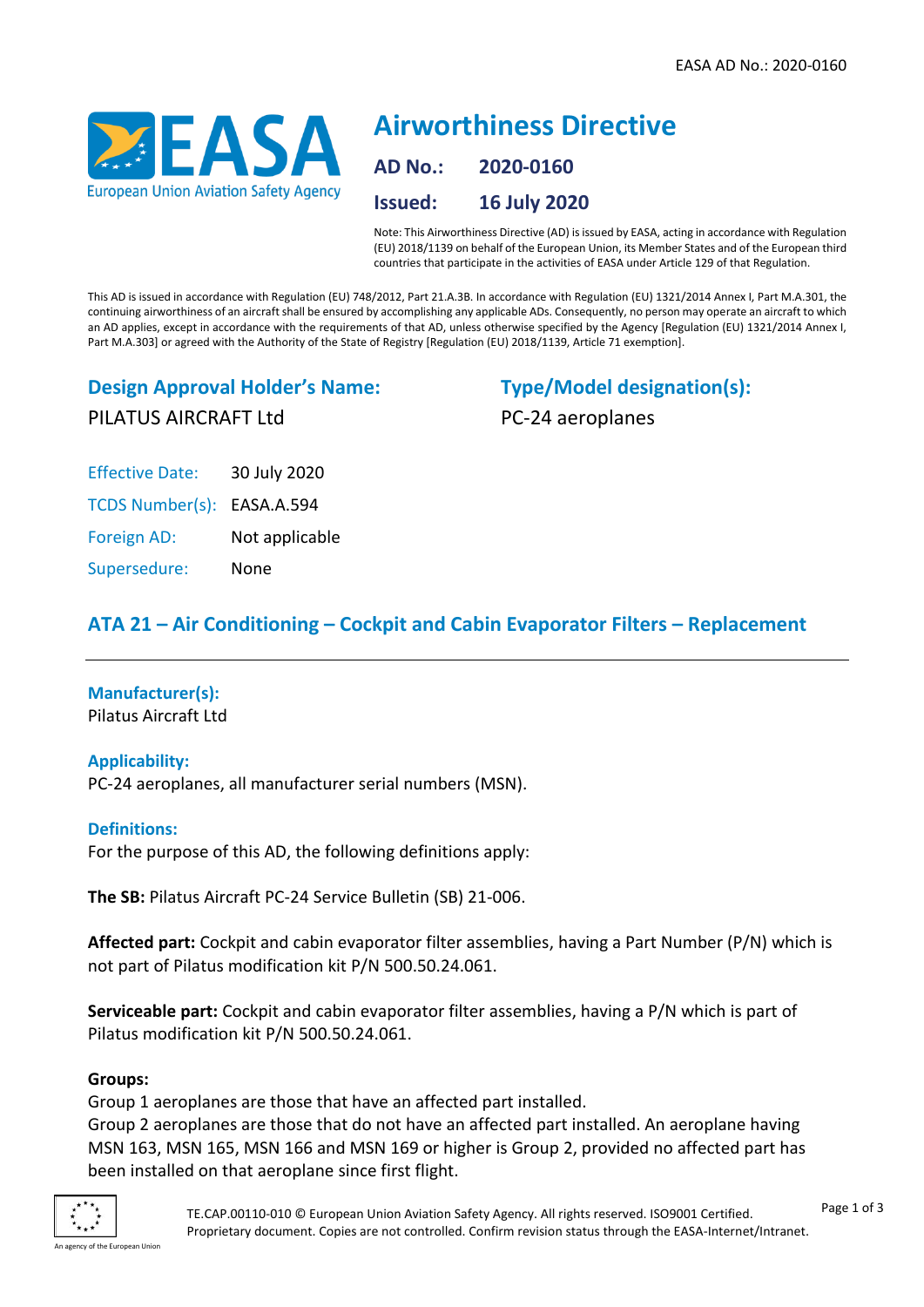# Airworthiness Directive

**AD No.:** 2020-0160

**Issued:** 16 July 2020

Note: This Airworthiness Directive (AD) is issued by EASA, acting in accordance with Regulation (EU) 2018/1139 on behalf of the European Union, its Member States and of the European third countries that participate in the activities of EASA under Article 129 of that Regulation.

This AD is issued in accordance with Regulation (EU) 748/2012, Part 21.A.3B. In accordance with Regulation (EU) 1321/2014 Annex I, Part M.A.301, the continuing airworthiness of an aircraft shall be ensured by accomplishing any applicable ADs. Consequently, no person may operate an aircraft to which an AD applies, except in accordance with the requirements of that AD, unless otherwise specified by the Agency [Regulation (EU) 1321/2014 Annex I, Part M.A.303] or agreed with the Authority of the State of Registry [Regulation (EU) 2018/1139, Article 71 exemption].

## Design Approval Holder's Name:

PILATUS AIRCRAFT Ltd

## Type/Model designation(s):

PC-24 aeroplanes

Effective Date: 30 July 2020

TCDS Number(s): EASA.A.594

Foreign AD: Not applicable

Supersedure: None

## ATA 21 – Air Conditioning – Cockpit and Cabin Evaporator Filters – Replacement

### Manufacturer(s):

Pilatus Aircraft Ltd

### Applicability:

PC-24 aeroplanes, all manufacturer serial numbers (MSN).

### Definitions:

For the purpose of this AD, the following definitions apply:

**The SB:** Pilatus Aircraft PC-24 Service Bulletin (SB) 21-006.

**Affected part:** Cockpit and cabin evaporator filter assemblies, having a Part Number (P/N) which is not part of Pilatus modification kit P/N 500.50.24.061.

**Serviceable part:** Cockpit and cabin evaporator filter assemblies, having a P/N which is part of Pilatus modification kit P/N 500.50.24.061.

**Groups:**

Group 1 aeroplanes are those that have an affected part installed.

Group 2 aeroplanes are those that do not have an affected part installed. An aeroplane having MSN 163, MSN 165, MSN 166 and MSN 169 or higher is Group 2, provided no affected part has been installed on that aeroplane since first flight.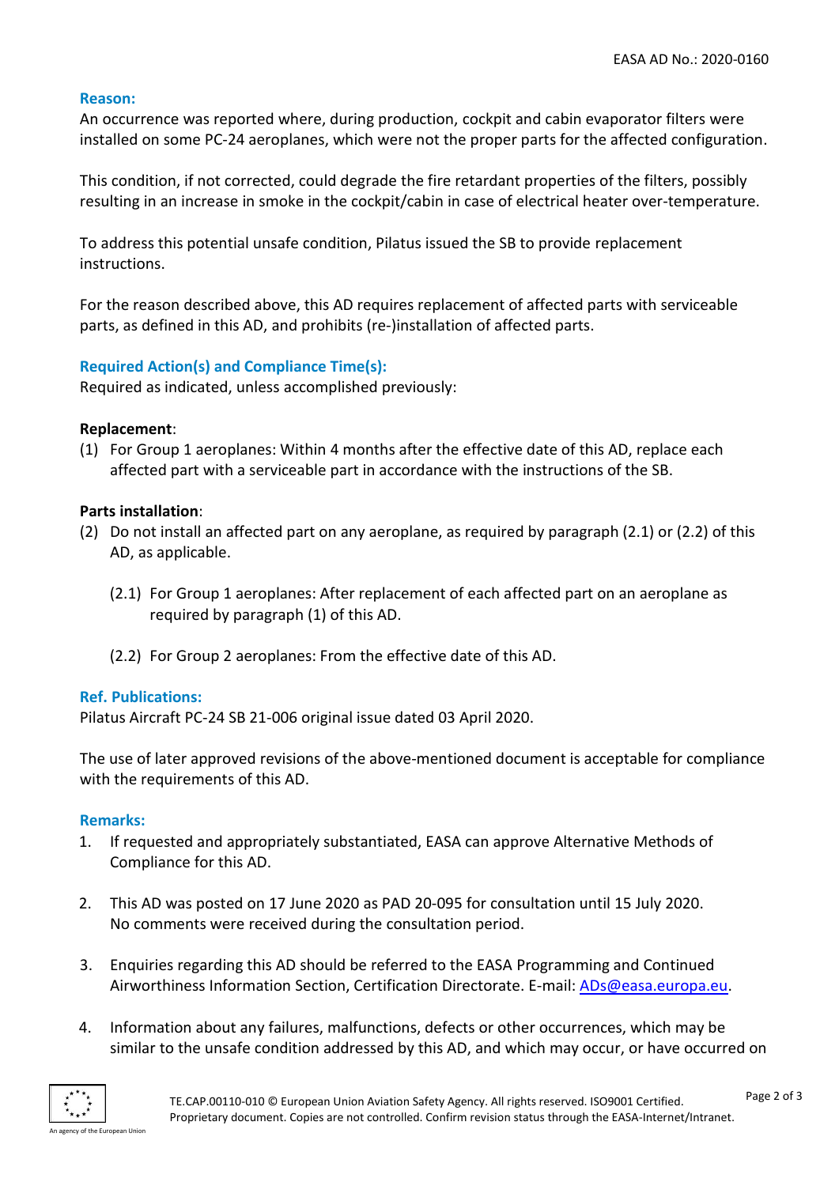### Reason:

An occurrence was reported where, during production, cockpit and cabin evaporator filters were installed on some PC-24 aeroplanes, which were not the proper parts for the affected configuration.

This condition, if not corrected, could degrade the fire retardant properties of the filters, possibly resulting in an increase in smoke in the cockpit/cabin in case of electrical heater over-temperature.

To address this potential unsafe condition, Pilatus issued the SB to provide replacement instructions.

For the reason described above, this AD requires replacement of affected parts with serviceable parts, as defined in this AD, and prohibits (re-)installation of affected parts.

### Required Action(s) and Compliance Time(s):

Required as indicated, unless accomplished previously:

**Replacement**:

(1) For Group 1 aeroplanes: Within 4 months after the effective date of this AD, replace each affected part with a serviceable part in accordance with the instructions of the SB.

**Parts installation**:

(2) Do not install an affected part on any aeroplane, as required by paragraph (2.1) or (2.2) of this AD, as applicable.

(2.1) For Group 1 aeroplanes: After replacement of each affected part on an aeroplane as required by paragraph (1) of this AD.

(2.2) For Group 2 aeroplanes: From the effective date of this AD.

### Ref. Publications:

Pilatus Aircraft PC-24 SB 21-006 original issue dated 03 April 2020.

The use of later approved revisions of the above-mentioned document is acceptable for compliance with the requirements of this AD.

### Remarks:

1. If requested and appropriately substantiated, EASA can approve Alternative Methods of Compliance for this AD.

2. This AD was posted on 17 June 2020 as PAD 20-095 for consultation until 15 July 2020. No comments were received during the consultation period.

3. Enquiries regarding this AD should be referred to the EASA Programming and Continued Airworthiness Information Section, Certification Directorate. E-mail: ADs@easa.europa.eu.

4. Information about any failures, malfunctions, defects or other occurrences, which may be similar to the unsafe condition addressed by this AD, and which may occur, or have occurred on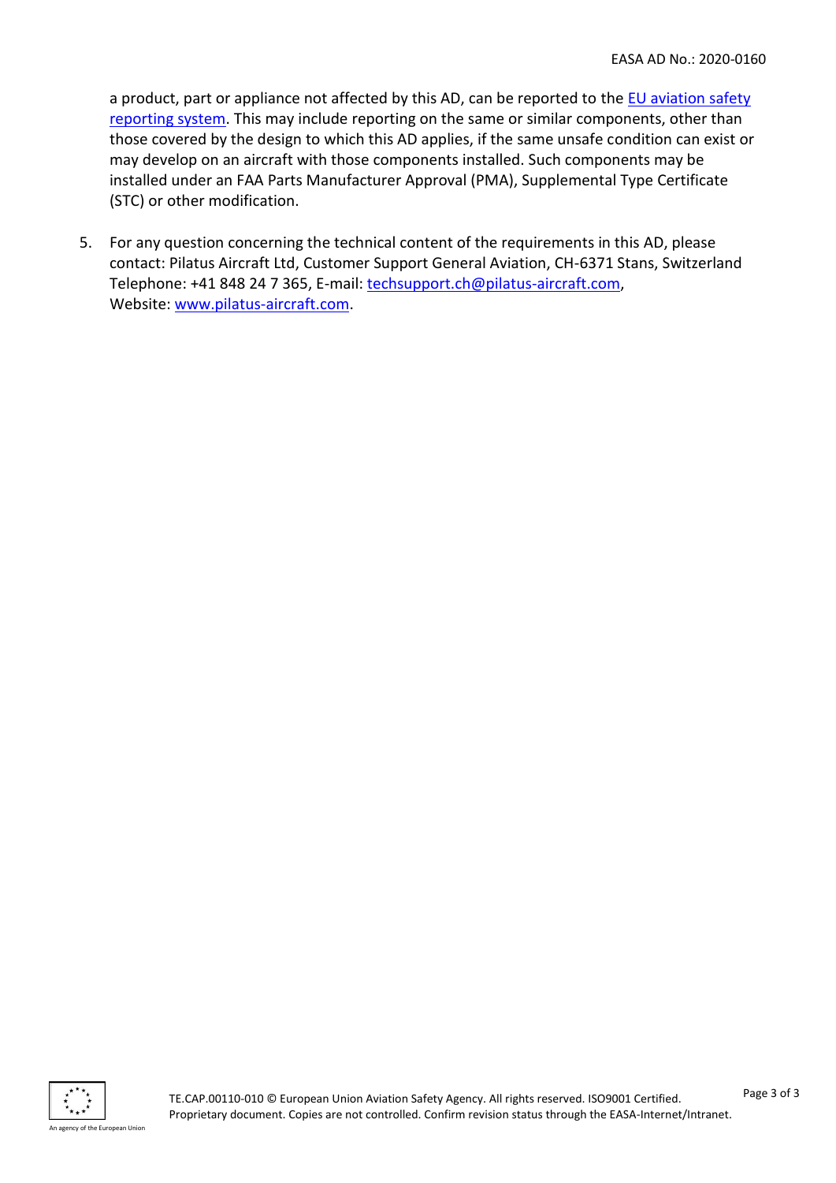a product, part or appliance not affected by this AD, can be reported to the [EU aviation safety reporting system](). This may include reporting on the same or similar components, other than those covered by the design to which this AD applies, if the same unsafe condition can exist or may develop on an aircraft with those components installed. Such components may be installed under an FAA Parts Manufacturer Approval (PMA), Supplemental Type Certificate (STC) or other modification.

5. For any question concerning the technical content of the requirements in this AD, please contact: Pilatus Aircraft Ltd, Customer Support General Aviation, CH-6371 Stans, Switzerland Telephone: +41 848 24 7 365, E-mail: techsupport.ch@pilatus-aircraft.com, Website: www.pilatus-aircraft.com.